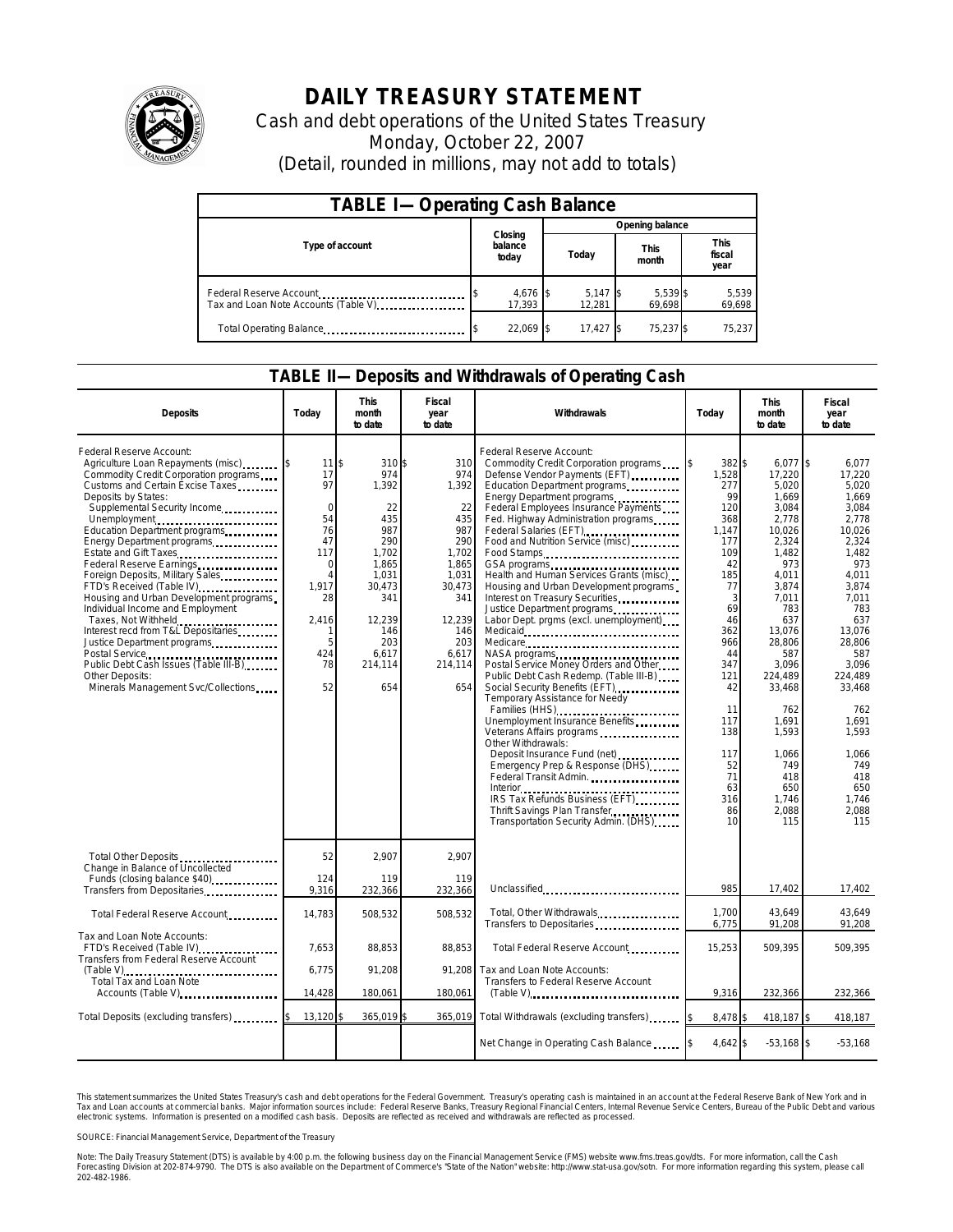# DAILY TREASURY STATEMENT

Cash and debt operations of the United States Treasury

Monday, October 22, 2007

(Detail, rounded in millions, may not add to totals)

## TABLE I— Operating Cash Balance

| Type of account | Closing balance today | Opening balance Today | Opening balance This month | Opening balance This fiscal year |
|---|---|---|---|---|
| Federal Reserve Account | $ 4,676 | $ 5,147 | $ 5,539 | $ 5,539 |
| Tax and Loan Note Accounts (Table V) | 17,393 | 12,281 | 69,698 | 69,698 |
| Total Operating Balance | $ 22,069 | $ 17,427 | $ 75,237 | $ 75,237 |

## TABLE II— Deposits and Withdrawals of Operating Cash

| Deposits | Today | This month to date | Fiscal year to date |
|---|---|---|---|
| Federal Reserve Account: | | | |
| Agriculture Loan Repayments (misc) | $ 11 | $ 310 | $ 310 |
| Commodity Credit Corporation programs | 17 | 974 | 974 |
| Customs and Certain Excise Taxes | 97 | 1,392 | 1,392 |
| Deposits by States: | | | |
| Supplemental Security Income | 0 | 22 | 22 |
| Unemployment | 54 | 435 | 435 |
| Education Department programs | 76 | 987 | 987 |
| Energy Department programs | 47 | 290 | 290 |
| Estate and Gift Taxes | 117 | 1,702 | 1,702 |
| Federal Reserve Earnings | 0 | 1,865 | 1,865 |
| Foreign Deposits, Military Sales | 4 | 1,031 | 1,031 |
| FTD's Received (Table IV) | 1,917 | 30,473 | 30,473 |
| Housing and Urban Development programs | 28 | 341 | 341 |
| Individual Income and Employment Taxes, Not Withheld | 2,416 | 12,239 | 12,239 |
| Interest recd from T&L Depositaries | 1 | 146 | 146 |
| Justice Department programs | 5 | 203 | 203 |
| Postal Service | 424 | 6,617 | 6,617 |
| Public Debt Cash Issues (Table III-B) | 78 | 214,114 | 214,114 |
| Other Deposits: | | | |
| Minerals Management Svc/Collections | 52 | 654 | 654 |
| Total Other Deposits | 52 | 2,907 | 2,907 |
| Change in Balance of Uncollected Funds (closing balance $40) | 124 | 119 | 119 |
| Transfers from Depositaries | 9,316 | 232,366 | 232,366 |
| Total Federal Reserve Account | 14,783 | 508,532 | 508,532 |
| Tax and Loan Note Accounts: | | | |
| FTD's Received (Table IV) | 7,653 | 88,853 | 88,853 |
| Transfers from Federal Reserve Account (Table V) | 6,775 | 91,208 | 91,208 |
| Total Tax and Loan Note Accounts (Table V) | 14,428 | 180,061 | 180,061 |
| Total Deposits (excluding transfers) | $ 13,120 | $ 365,019 | $ 365,019 |

| Withdrawals | Today | This month to date | Fiscal year to date |
|---|---|---|---|
| Federal Reserve Account: | | | |
| Commodity Credit Corporation programs | $ 382 | $ 6,077 | $ 6,077 |
| Defense Vendor Payments (EFT) | 1,528 | 17,220 | 17,220 |
| Education Department programs | 277 | 5,020 | 5,020 |
| Energy Department programs | 99 | 1,669 | 1,669 |
| Federal Employees Insurance Payments | 120 | 3,084 | 3,084 |
| Fed. Highway Administration programs | 368 | 2,778 | 2,778 |
| Federal Salaries (EFT) | 1,147 | 10,026 | 10,026 |
| Food and Nutrition Service (misc) | 177 | 2,324 | 2,324 |
| Food Stamps | 109 | 1,482 | 1,482 |
| GSA programs | 42 | 973 | 973 |
| Health and Human Services Grants (misc) | 185 | 4,011 | 4,011 |
| Housing and Urban Development programs | 77 | 3,874 | 3,874 |
| Interest on Treasury Securities | 3 | 7,011 | 7,011 |
| Justice Department programs | 69 | 783 | 783 |
| Labor Dept. prgms (excl. unemployment) | 46 | 637 | 637 |
| Medicaid | 362 | 13,076 | 13,076 |
| Medicare | 966 | 28,806 | 28,806 |
| NASA programs | 44 | 587 | 587 |
| Postal Service Money Orders and Other | 347 | 3,096 | 3,096 |
| Public Debt Cash Redemp. (Table III-B) | 121 | 224,489 | 224,489 |
| Social Security Benefits (EFT) | 42 | 33,468 | 33,468 |
| Temporary Assistance for Needy Families (HHS) | 11 | 762 | 762 |
| Unemployment Insurance Benefits | 117 | 1,691 | 1,691 |
| Veterans Affairs programs | 138 | 1,593 | 1,593 |
| Other Withdrawals: | | | |
| Deposit Insurance Fund (net) | 117 | 1,066 | 1,066 |
| Emergency Prep & Response (DHS) | 52 | 749 | 749 |
| Federal Transit Admin. | 71 | 418 | 418 |
| Interior | 63 | 650 | 650 |
| IRS Tax Refunds Business (EFT) | 316 | 1,746 | 1,746 |
| Thrift Savings Plan Transfer | 86 | 2,088 | 2,088 |
| Transportation Security Admin. (DHS) | 10 | 115 | 115 |
| Unclassified | 985 | 17,402 | 17,402 |
| Total, Other Withdrawals | 1,700 | 43,649 | 43,649 |
| Transfers to Depositaries | 6,775 | 91,208 | 91,208 |
| Total Federal Reserve Account | 15,253 | 509,395 | 509,395 |
| Tax and Loan Note Accounts: | | | |
| Transfers to Federal Reserve Account (Table V) | 9,316 | 232,366 | 232,366 |
| Total Withdrawals (excluding transfers) | $ 8,478 | $ 418,187 | $ 418,187 |
| Net Change in Operating Cash Balance | $ 4,642 | $ -53,168 | $ -53,168 |

This statement summarizes the United States Treasury's cash and debt operations for the Federal Government. Treasury's operating cash is maintained in an account at the Federal Reserve Bank of New York and in Tax and Loan accounts at commercial banks. Major information sources include: Federal Reserve Banks, Treasury Regional Financial Centers, Internal Revenue Service Centers, Bureau of the Public Debt and various electronic systems. Information is presented on a modified cash basis. Deposits are reflected as received and withdrawals are reflected as processed.

SOURCE: Financial Management Service, Department of the Treasury

Note: The Daily Treasury Statement (DTS) is available by 4:00 p.m. the following business day on the Financial Management Service (FMS) website www.fms.treas.gov/dts. For more information, call the Cash Forecasting Division at 202-874-9790. The DTS is also available on the Department of Commerce's "State of the Nation" website: http://www.stat-usa.gov/sotn. For more information regarding this system, please call 202-482-1986.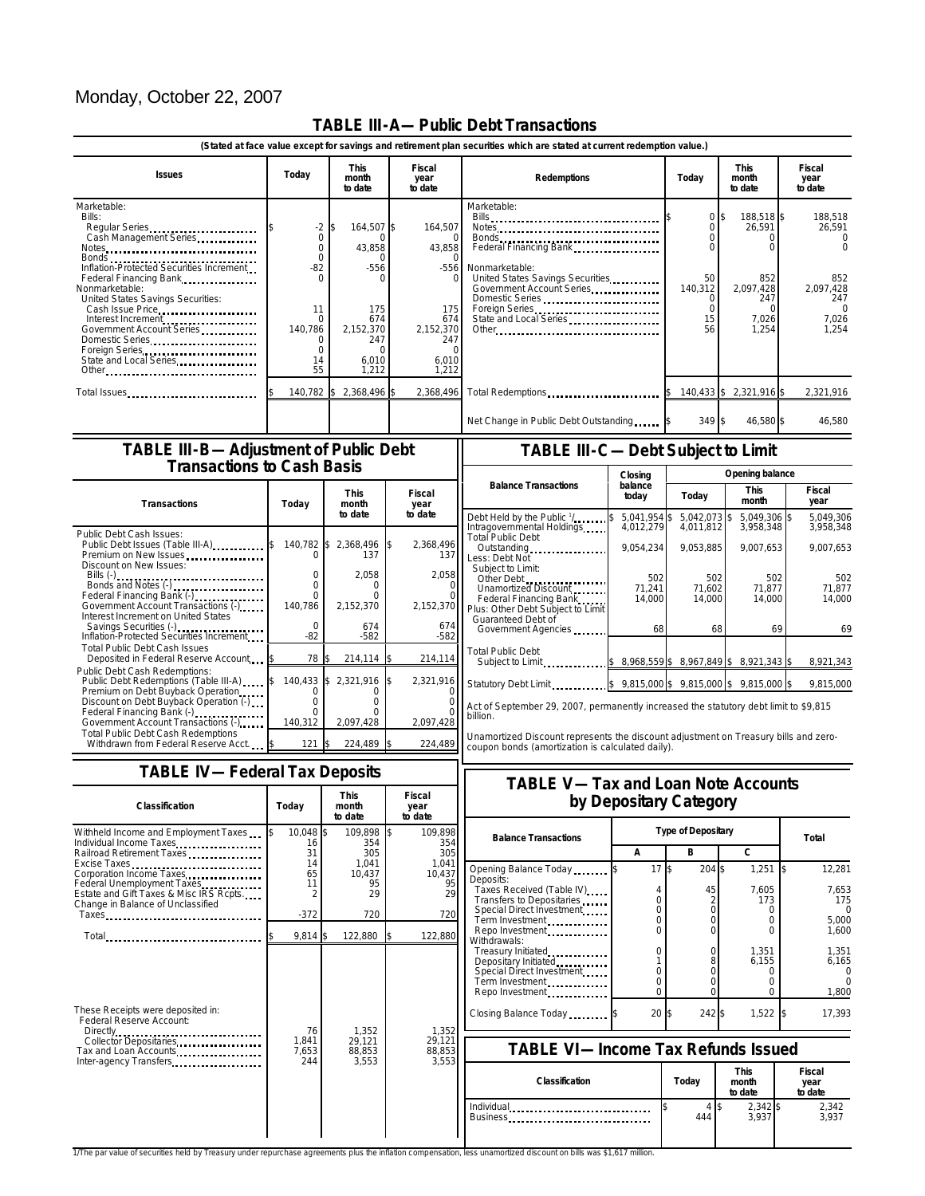Monday, October 22, 2007

## TABLE III-A— Public Debt Transactions

(Stated at face value except for savings and retirement plan securities which are stated at current redemption value.)

| Issues | Today | This month to date | Fiscal year to date |
|---|---|---|---|
| Marketable: | | | |
| Bills: | | | |
| Regular Series | $ -2 | $ 164,507 | $ 164,507 |
| Cash Management Series | 0 | 0 | 0 |
| Notes | 0 | 43,858 | 43,858 |
| Bonds | 0 | 0 | 0 |
| Inflation-Protected Securities Increment | -82 | -556 | -556 |
| Federal Financing Bank | 0 | 0 | 0 |
| Nonmarketable: | | | |
| United States Savings Securities: | | | |
| Cash Issue Price | 11 | 175 | 175 |
| Interest Increment | 0 | 674 | 674 |
| Government Account Series | 140,786 | 2,152,370 | 2,152,370 |
| Domestic Series | 0 | 247 | 247 |
| Foreign Series | 0 | 0 | 0 |
| State and Local Series | 14 | 6,010 | 6,010 |
| Other | 55 | 1,212 | 1,212 |
| Total Issues | $ 140,782 | $ 2,368,496 | $ 2,368,496 |

| Redemptions | Today | This month to date | Fiscal year to date |
|---|---|---|---|
| Marketable: | | | |
| Bills | $ 0 | $ 188,518 | $ 188,518 |
| Notes | 0 | 26,591 | 26,591 |
| Bonds | 0 | 0 | 0 |
| Federal Financing Bank | 0 | 0 | 0 |
| Nonmarketable: | | | |
| United States Savings Securities | 50 | 852 | 852 |
| Government Account Series | 140,312 | 2,097,428 | 2,097,428 |
| Domestic Series | 0 | 247 | 247 |
| Foreign Series | 0 | 0 | 0 |
| State and Local Series | 15 | 7,026 | 7,026 |
| Other | 56 | 1,254 | 1,254 |
| Total Redemptions | $ 140,433 | $ 2,321,916 | $ 2,321,916 |
| Net Change in Public Debt Outstanding | $ 349 | $ 46,580 | $ 46,580 |

## TABLE III-B— Adjustment of Public Debt Transactions to Cash Basis

| Transactions | Today | This month to date | Fiscal year to date |
|---|---|---|---|
| Public Debt Cash Issues: | | | |
| Public Debt Issues (Table III-A) | $ 140,782 | $ 2,368,496 | $ 2,368,496 |
| Premium on New Issues | 0 | 137 | 137 |
| Discount on New Issues: | | | |
| Bills (-) | 0 | 2,058 | 2,058 |
| Bonds and Notes (-) | 0 | 0 | 0 |
| Federal Financing Bank (-) | 0 | 0 | 0 |
| Government Account Transactions (-) | 140,786 | 2,152,370 | 2,152,370 |
| Interest Increment on United States Savings Securities (-) | 0 | 674 | 674 |
| Inflation-Protected Securities Increment | -82 | -582 | -582 |
| Total Public Debt Cash Issues Deposited in Federal Reserve Account | $ 78 | $ 214,114 | $ 214,114 |
| Public Debt Cash Redemptions: | | | |
| Public Debt Redemptions (Table III-A) | $ 140,433 | $ 2,321,916 | $ 2,321,916 |
| Premium on Debt Buyback Operation | 0 | 0 | 0 |
| Discount on Debt Buyback Operation (-) | 0 | 0 | 0 |
| Federal Financing Bank (-) | 0 | 0 | 0 |
| Government Account Transactions (-) | 140,312 | 2,097,428 | 2,097,428 |
| Total Public Debt Cash Redemptions Withdrawn from Federal Reserve Acct. | $ 121 | $ 224,489 | $ 224,489 |

## TABLE III-C— Debt Subject to Limit

| Balance Transactions | Closing balance today | Opening balance Today | Opening balance This month | Opening balance Fiscal year |
|---|---|---|---|---|
| Debt Held by the Public [1] | $ 5,041,954 | $ 5,042,073 | $ 5,049,306 | $ 5,049,306 |
| Intragovernmental Holdings | 4,012,279 | 4,011,812 | 3,958,348 | 3,958,348 |
| Total Public Debt Outstanding | 9,054,234 | 9,053,885 | 9,007,653 | 9,007,653 |
| Less: Debt Not Subject to Limit: | | | | |
| Other Debt | 502 | 502 | 502 | 502 |
| Unamortized Discount | 71,241 | 71,602 | 71,877 | 71,877 |
| Federal Financing Bank | 14,000 | 14,000 | 14,000 | 14,000 |
| Plus: Other Debt Subject to Limit | | | | |
| Guaranteed Debt of Government Agencies | 68 | 68 | 69 | 69 |
| Total Public Debt Subject to Limit | $ 8,968,559 | $ 8,967,849 | $ 8,921,343 | $ 8,921,343 |
| Statutory Debt Limit | $ 9,815,000 | $ 9,815,000 | $ 9,815,000 | $ 9,815,000 |

Act of September 29, 2007, permanently increased the statutory debt limit to $9,815 billion.

Unamortized Discount represents the discount adjustment on Treasury bills and zero-coupon bonds (amortization is calculated daily).

## TABLE IV— Federal Tax Deposits

| Classification | Today | This month to date | Fiscal year to date |
|---|---|---|---|
| Withheld Income and Employment Taxes | $ 10,048 | $ 109,898 | $ 109,898 |
| Individual Income Taxes | 16 | 354 | 354 |
| Railroad Retirement Taxes | 31 | 305 | 305 |
| Excise Taxes | 14 | 1,041 | 1,041 |
| Corporation Income Taxes | 65 | 10,437 | 10,437 |
| Federal Unemployment Taxes | 11 | 95 | 95 |
| Estate and Gift Taxes & Misc IRS Rcpts. | 2 | 29 | 29 |
| Change in Balance of Unclassified Taxes | -372 | 720 | 720 |
| Total | $ 9,814 | $ 122,880 | $ 122,880 |
| These Receipts were deposited in: | | | |
| Federal Reserve Account: | | | |
| Directly | 76 | 1,352 | 1,352 |
| Collector Depositaries | 1,841 | 29,121 | 29,121 |
| Tax and Loan Accounts | 7,653 | 88,853 | 88,853 |
| Inter-agency Transfers | 244 | 3,553 | 3,553 |

## TABLE V— Tax and Loan Note Accounts by Depositary Category

| Balance Transactions | Type of Depositary A | Type of Depositary B | Type of Depositary C | Total |
|---|---|---|---|---|
| Opening Balance Today | $ 17 | $ 204 | $ 1,251 | $ 12,281 |
| Deposits: | | | | |
| Taxes Received (Table IV) | 4 | 45 | 7,605 | 7,653 |
| Transfers to Depositaries | 0 | 2 | 173 | 175 |
| Special Direct Investment | 0 | 0 | 0 | 0 |
| Term Investment | 0 | 0 | 0 | 5,000 |
| Repo Investment | 0 | 0 | 0 | 1,600 |
| Withdrawals: | | | | |
| Treasury Initiated | 0 | 0 | 1,351 | 1,351 |
| Depositary Initiated | 1 | 8 | 6,155 | 6,165 |
| Special Direct Investment | 0 | 0 | 0 | 0 |
| Term Investment | 0 | 0 | 0 | 0 |
| Repo Investment | 0 | 0 | 0 | 1,800 |
| Closing Balance Today | $ 20 | $ 242 | $ 1,522 | $ 17,393 |

## TABLE VI— Income Tax Refunds Issued

| Classification | Today | This month to date | Fiscal year to date |
|---|---|---|---|
| Individual | $ 4 | $ 2,342 | $ 2,342 |
| Business | 444 | 3,937 | 3,937 |

1/The par value of securities held by Treasury under repurchase agreements plus the inflation compensation, less unamortized discount on bills was $1,617 million.